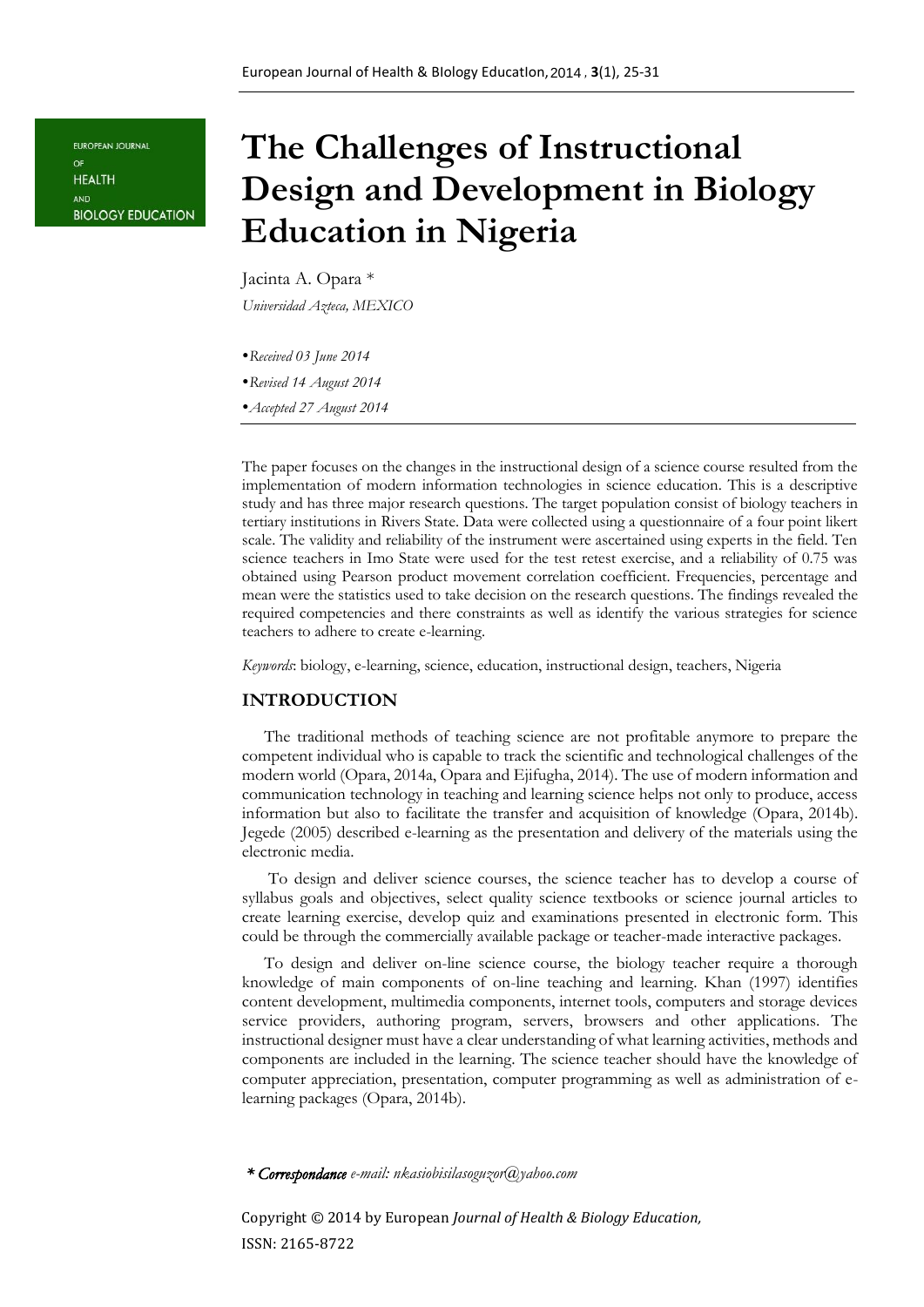# The Challenges of Instructional Design and Development in Biology Education in Nigeria

Jacinta A. Opara *

*Universidad Azteca, MEXICO*

*•Received 03 June 2014*

*•Revised 14 August 2014*

*•Accepted 27 August 2014*

The paper focuses on the changes in the instructional design of a science course resulted from the implementation of modern information technologies in science education. This is a descriptive study and has three major research questions. The target population consist of biology teachers in tertiary institutions in Rivers State. Data were collected using a questionnaire of a four point likert scale. The validity and reliability of the instrument were ascertained using experts in the field. Ten science teachers in Imo State were used for the test retest exercise, and a reliability of 0.75 was obtained using Pearson product movement correlation coefficient. Frequencies, percentage and mean were the statistics used to take decision on the research questions. The findings revealed the required competencies and there constraints as well as identify the various strategies for science teachers to adhere to create e-learning.

*Keywords*: biology, e-learning, science, education, instructional design, teachers, Nigeria

## INTRODUCTION

The traditional methods of teaching science are not profitable anymore to prepare the competent individual who is capable to track the scientific and technological challenges of the modern world (Opara, 2014a, Opara and Ejifugha, 2014). The use of modern information and communication technology in teaching and learning science helps not only to produce, access information but also to facilitate the transfer and acquisition of knowledge (Opara, 2014b). Jegede (2005) described e-learning as the presentation and delivery of the materials using the electronic media.

To design and deliver science courses, the science teacher has to develop a course of syllabus goals and objectives, select quality science textbooks or science journal articles to create learning exercise, develop quiz and examinations presented in electronic form. This could be through the commercially available package or teacher-made interactive packages.

To design and deliver on-line science course, the biology teacher require a thorough knowledge of main components of on-line teaching and learning. Khan (1997) identifies content development, multimedia components, internet tools, computers and storage devices service providers, authoring program, servers, browsers and other applications. The instructional designer must have a clear understanding of what learning activities, methods and components are included in the learning. The science teacher should have the knowledge of computer appreciation, presentation, computer programming as well as administration of e-learning packages (Opara, 2014b).

*\* Correspondance e-mail: nkasiobisilasoguzor@yahoo.com*

Copyright © 2014 by European *Journal of Health & Biology Education,*
ISSN: 2165-8722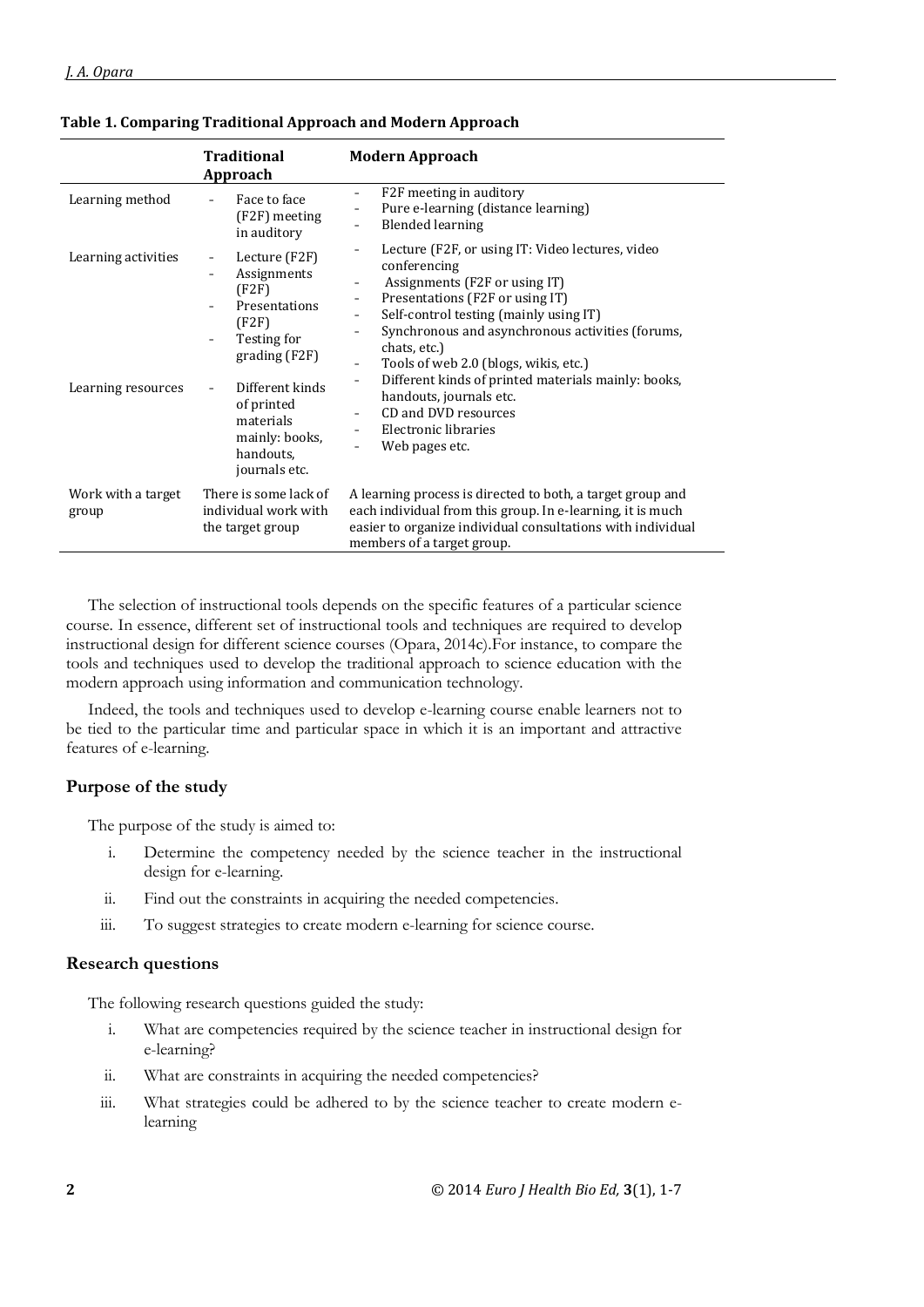**Table 1. Comparing Traditional Approach and Modern Approach**

| | Traditional Approach | Modern Approach |
|---|---|---|
| Learning method | - Face to face (F2F) meeting in auditory | - F2F meeting in auditory<br>- Pure e-learning (distance learning)<br>- Blended learning |
| Learning activities | - Lecture (F2F)<br>- Assignments (F2F)<br>- Presentations (F2F)<br>- Testing for grading (F2F) | - Lecture (F2F, or using IT: Video lectures, video conferencing<br>- Assignments (F2F or using IT)<br>- Presentations (F2F or using IT)<br>- Self-control testing (mainly using IT)<br>- Synchronous and asynchronous activities (forums, chats, etc.)<br>- Tools of web 2.0 (blogs, wikis, etc.) |
| Learning resources | - Different kinds of printed materials mainly: books, handouts, journals etc. | - Different kinds of printed materials mainly: books, handouts, journals etc.<br>- CD and DVD resources<br>- Electronic libraries<br>- Web pages etc. |
| Work with a target group | There is some lack of individual work with the target group | A learning process is directed to both, a target group and each individual from this group. In e-learning, it is much easier to organize individual consultations with individual members of a target group. |

The selection of instructional tools depends on the specific features of a particular science course. In essence, different set of instructional tools and techniques are required to develop instructional design for different science courses (Opara, 2014c).For instance, to compare the tools and techniques used to develop the traditional approach to science education with the modern approach using information and communication technology.

Indeed, the tools and techniques used to develop e-learning course enable learners not to be tied to the particular time and particular space in which it is an important and attractive features of e-learning.

### Purpose of the study

The purpose of the study is aimed to:

i. Determine the competency needed by the science teacher in the instructional design for e-learning.
ii. Find out the constraints in acquiring the needed competencies.
iii. To suggest strategies to create modern e-learning for science course.

### Research questions

The following research questions guided the study:

i. What are competencies required by the science teacher in instructional design for e-learning?
ii. What are constraints in acquiring the needed competencies?
iii. What strategies could be adhered to by the science teacher to create modern e-learning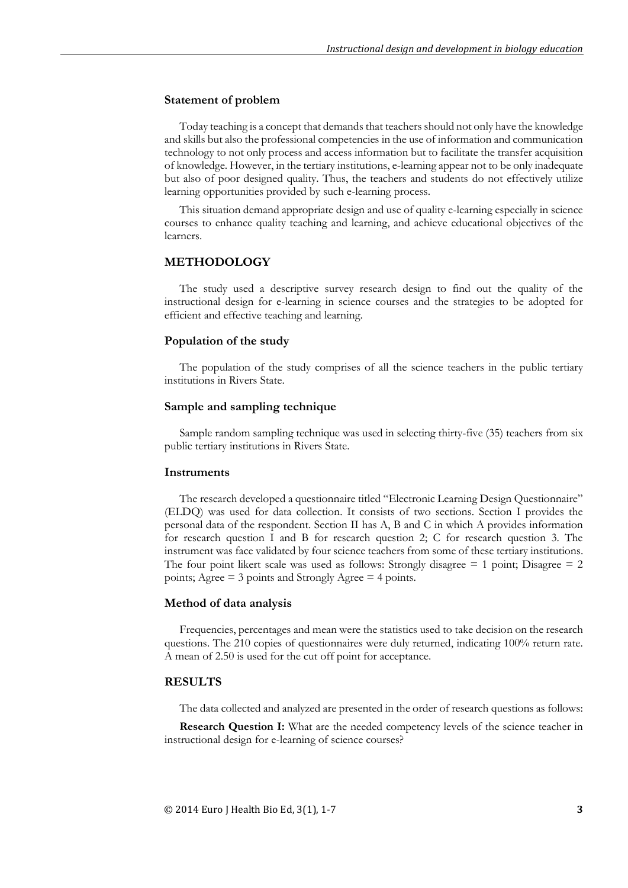### Statement of problem

Today teaching is a concept that demands that teachers should not only have the knowledge and skills but also the professional competencies in the use of information and communication technology to not only process and access information but to facilitate the transfer acquisition of knowledge. However, in the tertiary institutions, e-learning appear not to be only inadequate but also of poor designed quality. Thus, the teachers and students do not effectively utilize learning opportunities provided by such e-learning process.

This situation demand appropriate design and use of quality e-learning especially in science courses to enhance quality teaching and learning, and achieve educational objectives of the learners.

## METHODOLOGY

The study used a descriptive survey research design to find out the quality of the instructional design for e-learning in science courses and the strategies to be adopted for efficient and effective teaching and learning.

### Population of the study

The population of the study comprises of all the science teachers in the public tertiary institutions in Rivers State.

### Sample and sampling technique

Sample random sampling technique was used in selecting thirty-five (35) teachers from six public tertiary institutions in Rivers State.

### Instruments

The research developed a questionnaire titled "Electronic Learning Design Questionnaire" (ELDQ) was used for data collection. It consists of two sections. Section I provides the personal data of the respondent. Section II has A, B and C in which A provides information for research question I and B for research question 2; C for research question 3. The instrument was face validated by four science teachers from some of these tertiary institutions. The four point likert scale was used as follows: Strongly disagree = 1 point; Disagree = 2 points; Agree = 3 points and Strongly Agree = 4 points.

### Method of data analysis

Frequencies, percentages and mean were the statistics used to take decision on the research questions. The 210 copies of questionnaires were duly returned, indicating 100% return rate. A mean of 2.50 is used for the cut off point for acceptance.

## RESULTS

The data collected and analyzed are presented in the order of research questions as follows:

**Research Question I:** What are the needed competency levels of the science teacher in instructional design for e-learning of science courses?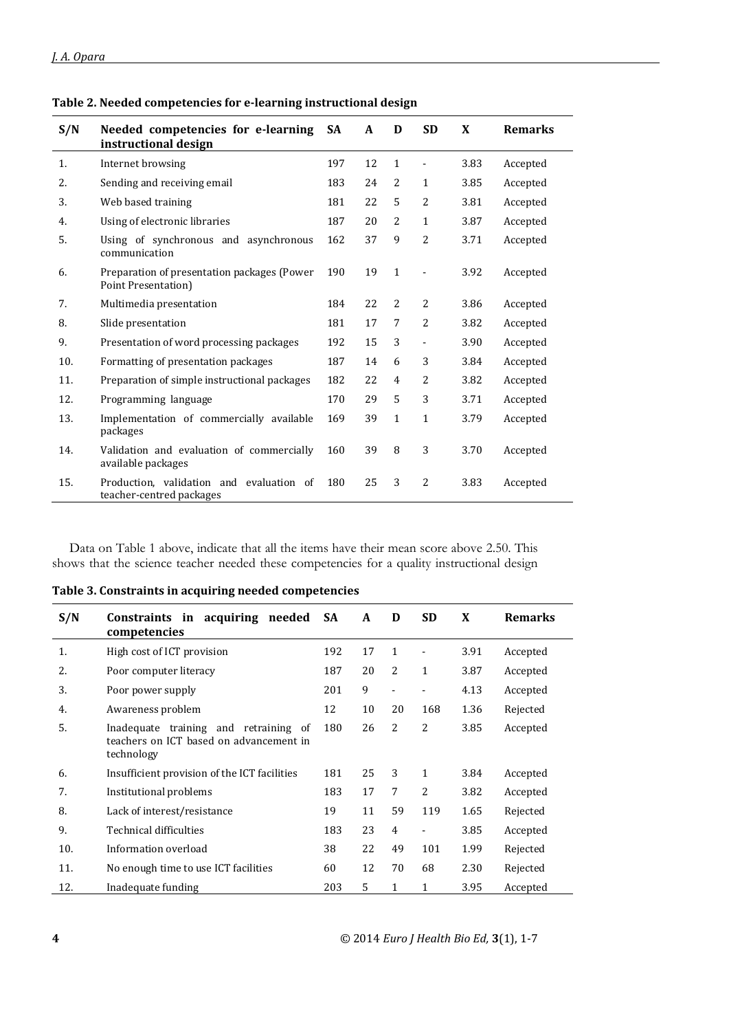**Table 2. Needed competencies for e-learning instructional design**

| S/N | Needed competencies for e-learning instructional design | SA | A | D | SD | X | Remarks |
|---|---|---|---|---|---|---|---|
| 1. | Internet browsing | 197 | 12 | 1 | - | 3.83 | Accepted |
| 2. | Sending and receiving email | 183 | 24 | 2 | 1 | 3.85 | Accepted |
| 3. | Web based training | 181 | 22 | 5 | 2 | 3.81 | Accepted |
| 4. | Using of electronic libraries | 187 | 20 | 2 | 1 | 3.87 | Accepted |
| 5. | Using of synchronous and asynchronous communication | 162 | 37 | 9 | 2 | 3.71 | Accepted |
| 6. | Preparation of presentation packages (Power Point Presentation) | 190 | 19 | 1 | - | 3.92 | Accepted |
| 7. | Multimedia presentation | 184 | 22 | 2 | 2 | 3.86 | Accepted |
| 8. | Slide presentation | 181 | 17 | 7 | 2 | 3.82 | Accepted |
| 9. | Presentation of word processing packages | 192 | 15 | 3 | - | 3.90 | Accepted |
| 10. | Formatting of presentation packages | 187 | 14 | 6 | 3 | 3.84 | Accepted |
| 11. | Preparation of simple instructional packages | 182 | 22 | 4 | 2 | 3.82 | Accepted |
| 12. | Programming language | 170 | 29 | 5 | 3 | 3.71 | Accepted |
| 13. | Implementation of commercially available packages | 169 | 39 | 1 | 1 | 3.79 | Accepted |
| 14. | Validation and evaluation of commercially available packages | 160 | 39 | 8 | 3 | 3.70 | Accepted |
| 15. | Production, validation and evaluation of teacher-centred packages | 180 | 25 | 3 | 2 | 3.83 | Accepted |

Data on Table 1 above, indicate that all the items have their mean score above 2.50. This shows that the science teacher needed these competencies for a quality instructional design

**Table 3. Constraints in acquiring needed competencies**

| S/N | Constraints in acquiring needed competencies | SA | A | D | SD | X | Remarks |
|---|---|---|---|---|---|---|---|
| 1. | High cost of ICT provision | 192 | 17 | 1 | - | 3.91 | Accepted |
| 2. | Poor computer literacy | 187 | 20 | 2 | 1 | 3.87 | Accepted |
| 3. | Poor power supply | 201 | 9 | - | - | 4.13 | Accepted |
| 4. | Awareness problem | 12 | 10 | 20 | 168 | 1.36 | Rejected |
| 5. | Inadequate training and retraining of teachers on ICT based on advancement in technology | 180 | 26 | 2 | 2 | 3.85 | Accepted |
| 6. | Insufficient provision of the ICT facilities | 181 | 25 | 3 | 1 | 3.84 | Accepted |
| 7. | Institutional problems | 183 | 17 | 7 | 2 | 3.82 | Accepted |
| 8. | Lack of interest/resistance | 19 | 11 | 59 | 119 | 1.65 | Rejected |
| 9. | Technical difficulties | 183 | 23 | 4 | - | 3.85 | Accepted |
| 10. | Information overload | 38 | 22 | 49 | 101 | 1.99 | Rejected |
| 11. | No enough time to use ICT facilities | 60 | 12 | 70 | 68 | 2.30 | Rejected |
| 12. | Inadequate funding | 203 | 5 | 1 | 1 | 3.95 | Accepted |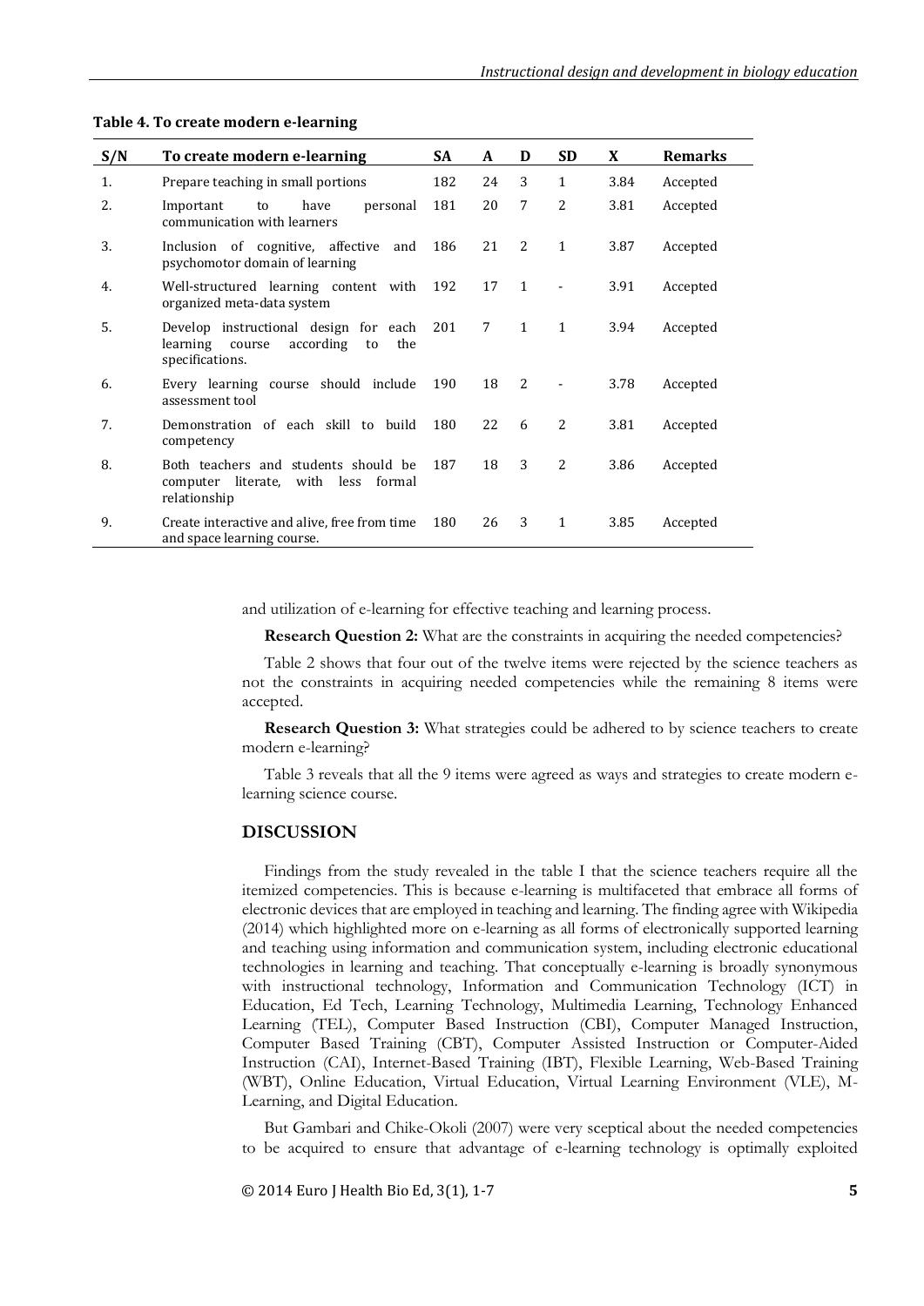**Table 4. To create modern e-learning**

| S/N | To create modern e-learning | SA | A | D | SD | X | Remarks |
|---|---|---|---|---|---|---|---|
| 1. | Prepare teaching in small portions | 182 | 24 | 3 | 1 | 3.84 | Accepted |
| 2. | Important to have personal communication with learners | 181 | 20 | 7 | 2 | 3.81 | Accepted |
| 3. | Inclusion of cognitive, affective and psychomotor domain of learning | 186 | 21 | 2 | 1 | 3.87 | Accepted |
| 4. | Well-structured learning content with organized meta-data system | 192 | 17 | 1 | - | 3.91 | Accepted |
| 5. | Develop instructional design for each learning course according to the specifications. | 201 | 7 | 1 | 1 | 3.94 | Accepted |
| 6. | Every learning course should include assessment tool | 190 | 18 | 2 | - | 3.78 | Accepted |
| 7. | Demonstration of each skill to build competency | 180 | 22 | 6 | 2 | 3.81 | Accepted |
| 8. | Both teachers and students should be computer literate, with less formal relationship | 187 | 18 | 3 | 2 | 3.86 | Accepted |
| 9. | Create interactive and alive, free from time and space learning course. | 180 | 26 | 3 | 1 | 3.85 | Accepted |

and utilization of e-learning for effective teaching and learning process.

**Research Question 2:** What are the constraints in acquiring the needed competencies?

Table 2 shows that four out of the twelve items were rejected by the science teachers as not the constraints in acquiring needed competencies while the remaining 8 items were accepted.

**Research Question 3:** What strategies could be adhered to by science teachers to create modern e-learning?

Table 3 reveals that all the 9 items were agreed as ways and strategies to create modern e-learning science course.

## DISCUSSION

Findings from the study revealed in the table I that the science teachers require all the itemized competencies. This is because e-learning is multifaceted that embrace all forms of electronic devices that are employed in teaching and learning. The finding agree with Wikipedia (2014) which highlighted more on e-learning as all forms of electronically supported learning and teaching using information and communication system, including electronic educational technologies in learning and teaching. That conceptually e-learning is broadly synonymous with instructional technology, Information and Communication Technology (ICT) in Education, Ed Tech, Learning Technology, Multimedia Learning, Technology Enhanced Learning (TEL), Computer Based Instruction (CBI), Computer Managed Instruction, Computer Based Training (CBT), Computer Assisted Instruction or Computer-Aided Instruction (CAI), Internet-Based Training (IBT), Flexible Learning, Web-Based Training (WBT), Online Education, Virtual Education, Virtual Learning Environment (VLE), M-Learning, and Digital Education.

But Gambari and Chike-Okoli (2007) were very sceptical about the needed competencies to be acquired to ensure that advantage of e-learning technology is optimally exploited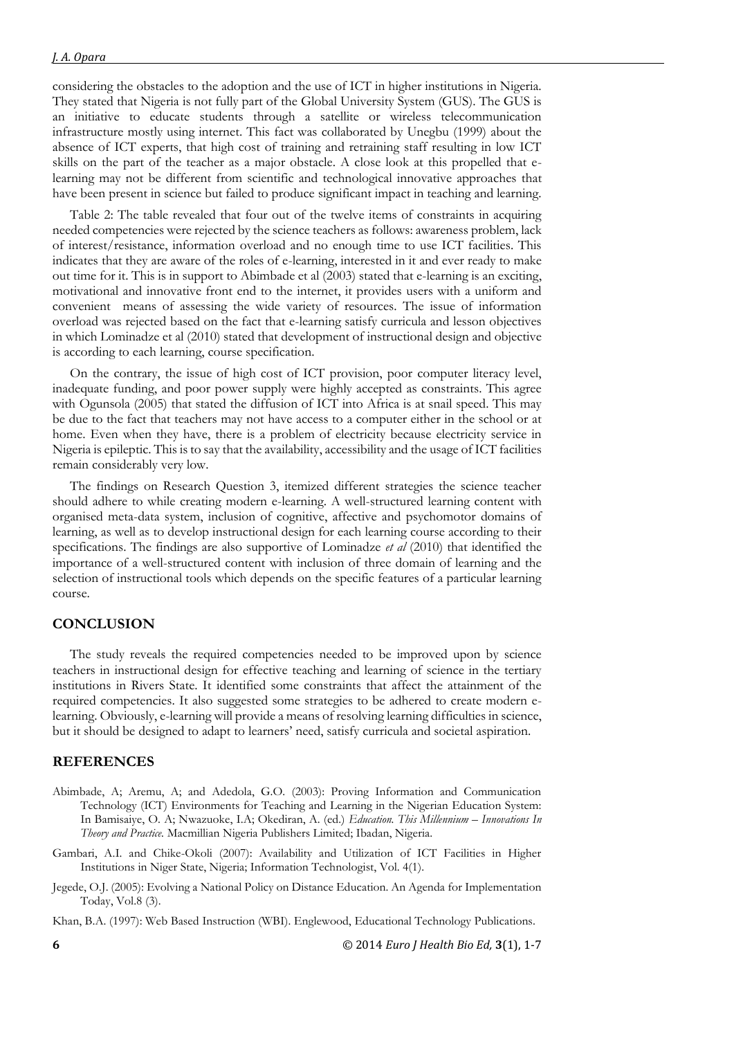considering the obstacles to the adoption and the use of ICT in higher institutions in Nigeria. They stated that Nigeria is not fully part of the Global University System (GUS). The GUS is an initiative to educate students through a satellite or wireless telecommunication infrastructure mostly using internet. This fact was collaborated by Unegbu (1999) about the absence of ICT experts, that high cost of training and retraining staff resulting in low ICT skills on the part of the teacher as a major obstacle. A close look at this propelled that e-learning may not be different from scientific and technological innovative approaches that have been present in science but failed to produce significant impact in teaching and learning.

Table 2: The table revealed that four out of the twelve items of constraints in acquiring needed competencies were rejected by the science teachers as follows: awareness problem, lack of interest/resistance, information overload and no enough time to use ICT facilities. This indicates that they are aware of the roles of e-learning, interested in it and ever ready to make out time for it. This is in support to Abimbade et al (2003) stated that e-learning is an exciting, motivational and innovative front end to the internet, it provides users with a uniform and convenient means of assessing the wide variety of resources. The issue of information overload was rejected based on the fact that e-learning satisfy curricula and lesson objectives in which Lominadze et al (2010) stated that development of instructional design and objective is according to each learning, course specification.

On the contrary, the issue of high cost of ICT provision, poor computer literacy level, inadequate funding, and poor power supply were highly accepted as constraints. This agree with Ogunsola (2005) that stated the diffusion of ICT into Africa is at snail speed. This may be due to the fact that teachers may not have access to a computer either in the school or at home. Even when they have, there is a problem of electricity because electricity service in Nigeria is epileptic. This is to say that the availability, accessibility and the usage of ICT facilities remain considerably very low.

The findings on Research Question 3, itemized different strategies the science teacher should adhere to while creating modern e-learning. A well-structured learning content with organised meta-data system, inclusion of cognitive, affective and psychomotor domains of learning, as well as to develop instructional design for each learning course according to their specifications. The findings are also supportive of Lominadze *et al* (2010) that identified the importance of a well-structured content with inclusion of three domain of learning and the selection of instructional tools which depends on the specific features of a particular learning course.

## CONCLUSION

The study reveals the required competencies needed to be improved upon by science teachers in instructional design for effective teaching and learning of science in the tertiary institutions in Rivers State. It identified some constraints that affect the attainment of the required competencies. It also suggested some strategies to be adhered to create modern e-learning. Obviously, e-learning will provide a means of resolving learning difficulties in science, but it should be designed to adapt to learners' need, satisfy curricula and societal aspiration.

## REFERENCES

Abimbade, A; Aremu, A; and Adedola, G.O. (2003): Proving Information and Communication Technology (ICT) Environments for Teaching and Learning in the Nigerian Education System: In Bamisaiye, O. A; Nwazuoke, I.A; Okediran, A. (ed.) *Education. This Millennium – Innovations In Theory and Practice.* Macmillian Nigeria Publishers Limited; Ibadan, Nigeria.

Gambari, A.I. and Chike-Okoli (2007): Availability and Utilization of ICT Facilities in Higher Institutions in Niger State, Nigeria; Information Technologist, Vol. 4(1).

Jegede, O.J. (2005): Evolving a National Policy on Distance Education. An Agenda for Implementation Today, Vol.8 (3).

Khan, B.A. (1997): Web Based Instruction (WBI). Englewood, Educational Technology Publications.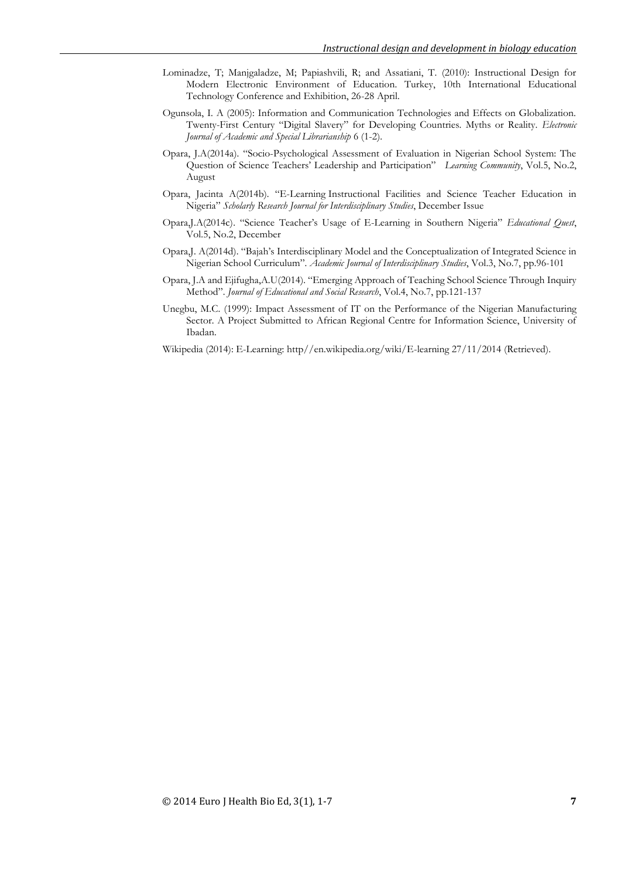Lominadze, T; Manjgaladze, M; Papiashvili, R; and Assatiani, T. (2010): Instructional Design for Modern Electronic Environment of Education. Turkey, 10th International Educational Technology Conference and Exhibition, 26-28 April.

Ogunsola, I. A (2005): Information and Communication Technologies and Effects on Globalization. Twenty-First Century "Digital Slavery" for Developing Countries. Myths or Reality. *Electronic Journal of Academic and Special Librarianship* 6 (1-2).

Opara, J.A(2014a). "Socio-Psychological Assessment of Evaluation in Nigerian School System: The Question of Science Teachers' Leadership and Participation" *Learning Community*, Vol.5, No.2, August

Opara, Jacinta A(2014b). "E-Learning Instructional Facilities and Science Teacher Education in Nigeria" *Scholarly Research Journal for Interdisciplinary Studies*, December Issue

Opara,J.A(2014c). "Science Teacher's Usage of E-Learning in Southern Nigeria" *Educational Quest*, Vol.5, No.2, December

Opara,J. A(2014d). "Bajah's Interdisciplinary Model and the Conceptualization of Integrated Science in Nigerian School Curriculum". *Academic Journal of Interdisciplinary Studies*, Vol.3, No.7, pp.96-101

Opara, J.A and Ejifugha,A.U(2014). "Emerging Approach of Teaching School Science Through Inquiry Method". *Journal of Educational and Social Research*, Vol.4, No.7, pp.121-137

Unegbu, M.C. (1999): Impact Assessment of IT on the Performance of the Nigerian Manufacturing Sector. A Project Submitted to African Regional Centre for Information Science, University of Ibadan.

Wikipedia (2014): E-Learning: http//en.wikipedia.org/wiki/E-learning 27/11/2014 (Retrieved).